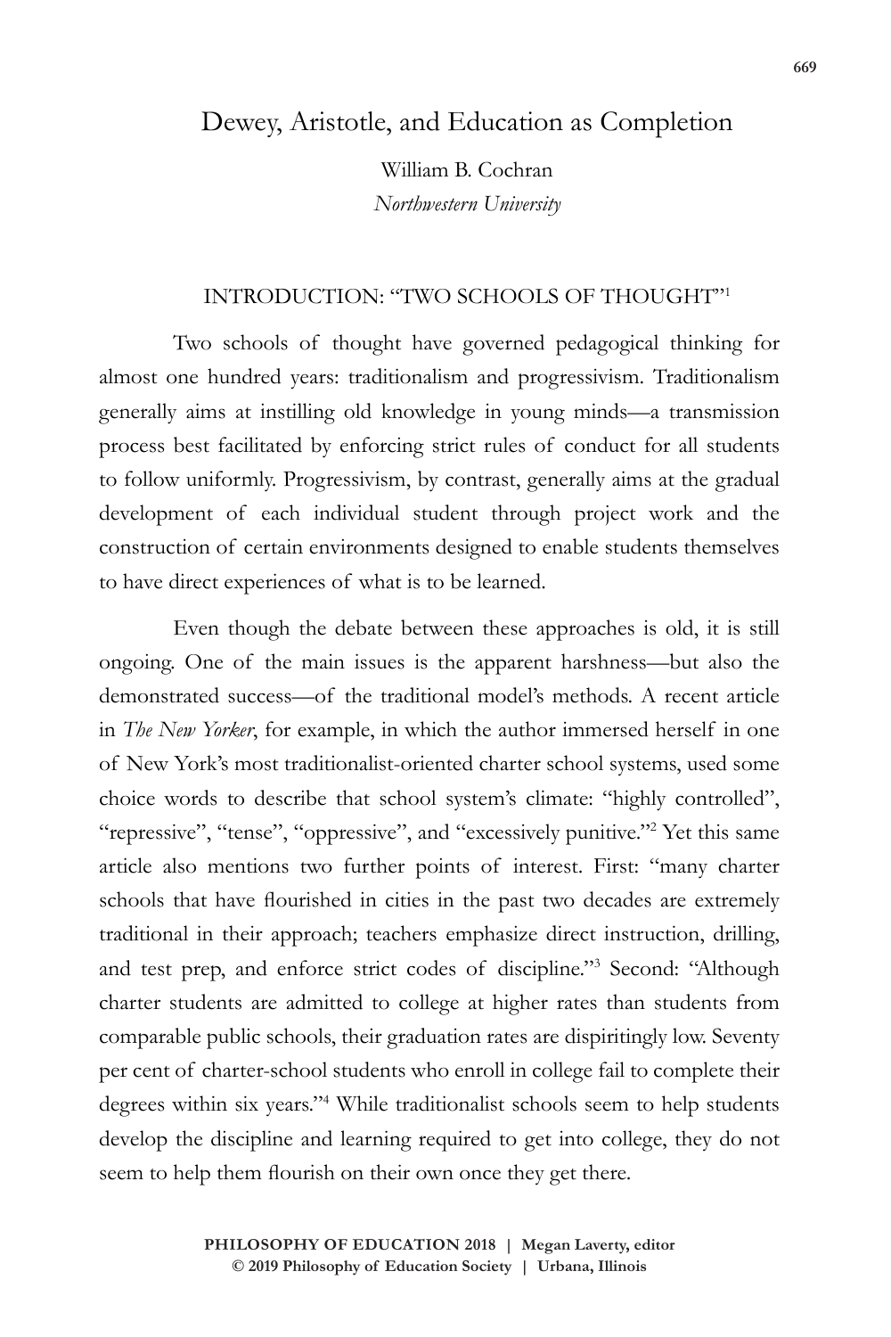# Dewey, Aristotle, and Education as Completion

William B. Cochran
*Northwestern University*

## INTRODUCTION: "TWO SCHOOLS OF THOUGHT"[1]

Two schools of thought have governed pedagogical thinking for almost one hundred years: traditionalism and progressivism. Traditionalism generally aims at instilling old knowledge in young minds—a transmission process best facilitated by enforcing strict rules of conduct for all students to follow uniformly. Progressivism, by contrast, generally aims at the gradual development of each individual student through project work and the construction of certain environments designed to enable students themselves to have direct experiences of what is to be learned.

Even though the debate between these approaches is old, it is still ongoing. One of the main issues is the apparent harshness—but also the demonstrated success—of the traditional model's methods. A recent article in *The New Yorker*, for example, in which the author immersed herself in one of New York's most traditionalist-oriented charter school systems, used some choice words to describe that school system's climate: "highly controlled", "repressive", "tense", "oppressive", and "excessively punitive."[2] Yet this same article also mentions two further points of interest. First: "many charter schools that have flourished in cities in the past two decades are extremely traditional in their approach; teachers emphasize direct instruction, drilling, and test prep, and enforce strict codes of discipline."[3] Second: "Although charter students are admitted to college at higher rates than students from comparable public schools, their graduation rates are dispiritingly low. Seventy per cent of charter-school students who enroll in college fail to complete their degrees within six years."[4] While traditionalist schools seem to help students develop the discipline and learning required to get into college, they do not seem to help them flourish on their own once they get there.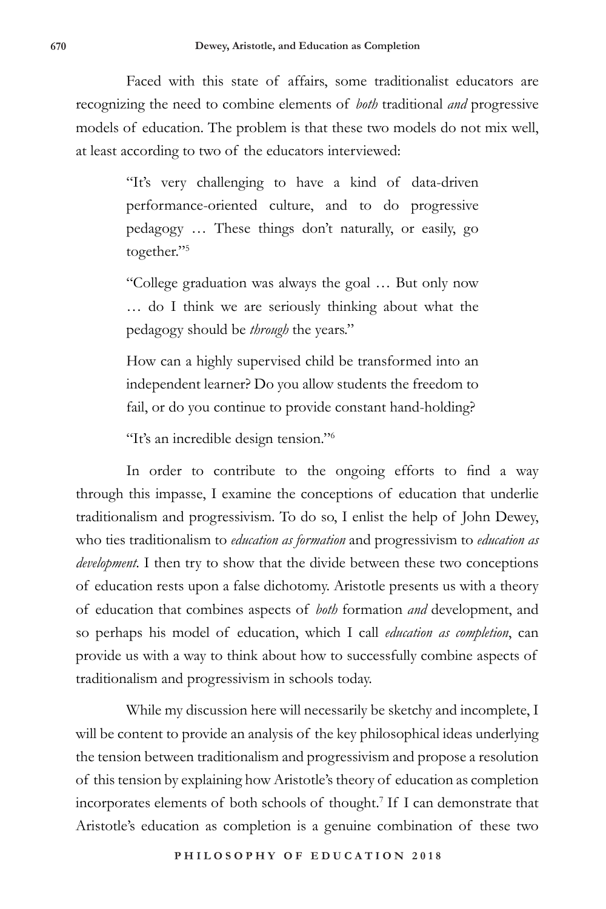Faced with this state of affairs, some traditionalist educators are recognizing the need to combine elements of *both* traditional *and* progressive models of education. The problem is that these two models do not mix well, at least according to two of the educators interviewed:

> "It's very challenging to have a kind of data-driven performance-oriented culture, and to do progressive pedagogy … These things don't naturally, or easily, go together."[5]
>
> "College graduation was always the goal … But only now … do I think we are seriously thinking about what the pedagogy should be *through* the years."
>
> How can a highly supervised child be transformed into an independent learner? Do you allow students the freedom to fail, or do you continue to provide constant hand-holding?
>
> "It's an incredible design tension."[6]

In order to contribute to the ongoing efforts to find a way through this impasse, I examine the conceptions of education that underlie traditionalism and progressivism. To do so, I enlist the help of John Dewey, who ties traditionalism to *education as formation* and progressivism to *education as development*. I then try to show that the divide between these two conceptions of education rests upon a false dichotomy. Aristotle presents us with a theory of education that combines aspects of *both* formation *and* development, and so perhaps his model of education, which I call *education as completion*, can provide us with a way to think about how to successfully combine aspects of traditionalism and progressivism in schools today.

While my discussion here will necessarily be sketchy and incomplete, I will be content to provide an analysis of the key philosophical ideas underlying the tension between traditionalism and progressivism and propose a resolution of this tension by explaining how Aristotle's theory of education as completion incorporates elements of both schools of thought.[7] If I can demonstrate that Aristotle's education as completion is a genuine combination of these two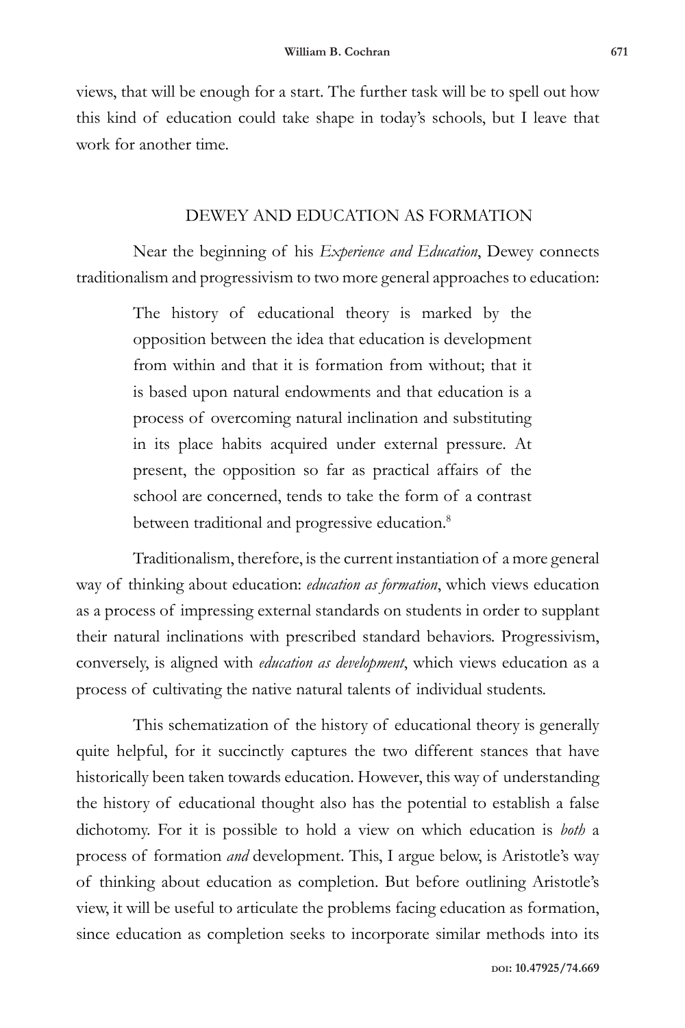views, that will be enough for a start. The further task will be to spell out how this kind of education could take shape in today's schools, but I leave that work for another time.

## DEWEY AND EDUCATION AS FORMATION

Near the beginning of his *Experience and Education*, Dewey connects traditionalism and progressivism to two more general approaches to education:

> The history of educational theory is marked by the opposition between the idea that education is development from within and that it is formation from without; that it is based upon natural endowments and that education is a process of overcoming natural inclination and substituting in its place habits acquired under external pressure. At present, the opposition so far as practical affairs of the school are concerned, tends to take the form of a contrast between traditional and progressive education.[8]

Traditionalism, therefore, is the current instantiation of a more general way of thinking about education: *education as formation*, which views education as a process of impressing external standards on students in order to supplant their natural inclinations with prescribed standard behaviors. Progressivism, conversely, is aligned with *education as development*, which views education as a process of cultivating the native natural talents of individual students.

This schematization of the history of educational theory is generally quite helpful, for it succinctly captures the two different stances that have historically been taken towards education. However, this way of understanding the history of educational thought also has the potential to establish a false dichotomy. For it is possible to hold a view on which education is *both* a process of formation *and* development. This, I argue below, is Aristotle's way of thinking about education as completion. But before outlining Aristotle's view, it will be useful to articulate the problems facing education as formation, since education as completion seeks to incorporate similar methods into its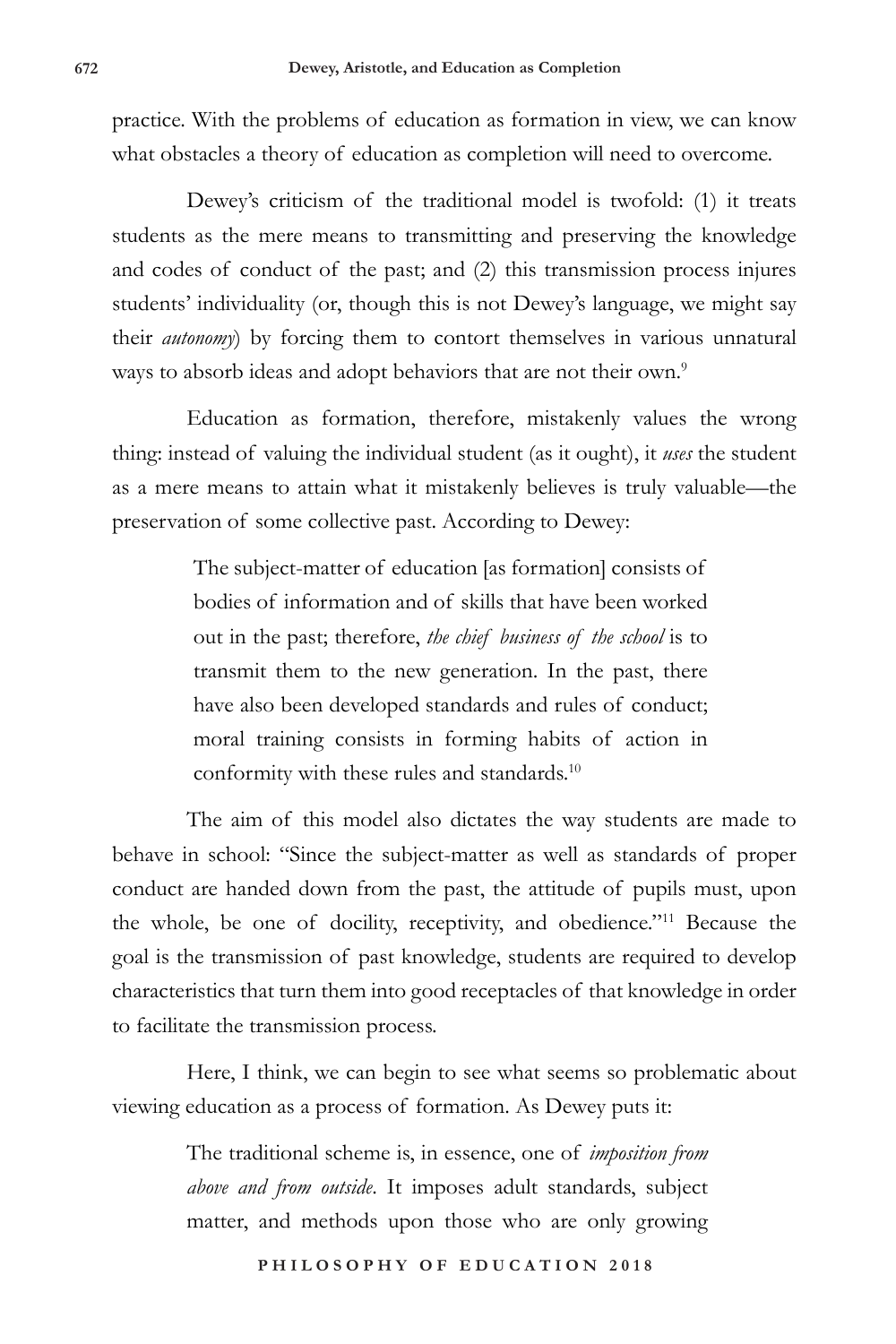practice. With the problems of education as formation in view, we can know what obstacles a theory of education as completion will need to overcome.

Dewey's criticism of the traditional model is twofold: (1) it treats students as the mere means to transmitting and preserving the knowledge and codes of conduct of the past; and (2) this transmission process injures students' individuality (or, though this is not Dewey's language, we might say their *autonomy*) by forcing them to contort themselves in various unnatural ways to absorb ideas and adopt behaviors that are not their own.[9]

Education as formation, therefore, mistakenly values the wrong thing: instead of valuing the individual student (as it ought), it *uses* the student as a mere means to attain what it mistakenly believes is truly valuable—the preservation of some collective past. According to Dewey:

> The subject-matter of education [as formation] consists of bodies of information and of skills that have been worked out in the past; therefore, *the chief business of the school* is to transmit them to the new generation. In the past, there have also been developed standards and rules of conduct; moral training consists in forming habits of action in conformity with these rules and standards.[10]

The aim of this model also dictates the way students are made to behave in school: "Since the subject-matter as well as standards of proper conduct are handed down from the past, the attitude of pupils must, upon the whole, be one of docility, receptivity, and obedience."[11] Because the goal is the transmission of past knowledge, students are required to develop characteristics that turn them into good receptacles of that knowledge in order to facilitate the transmission process.

Here, I think, we can begin to see what seems so problematic about viewing education as a process of formation. As Dewey puts it:

> The traditional scheme is, in essence, one of *imposition from above and from outside*. It imposes adult standards, subject matter, and methods upon those who are only growing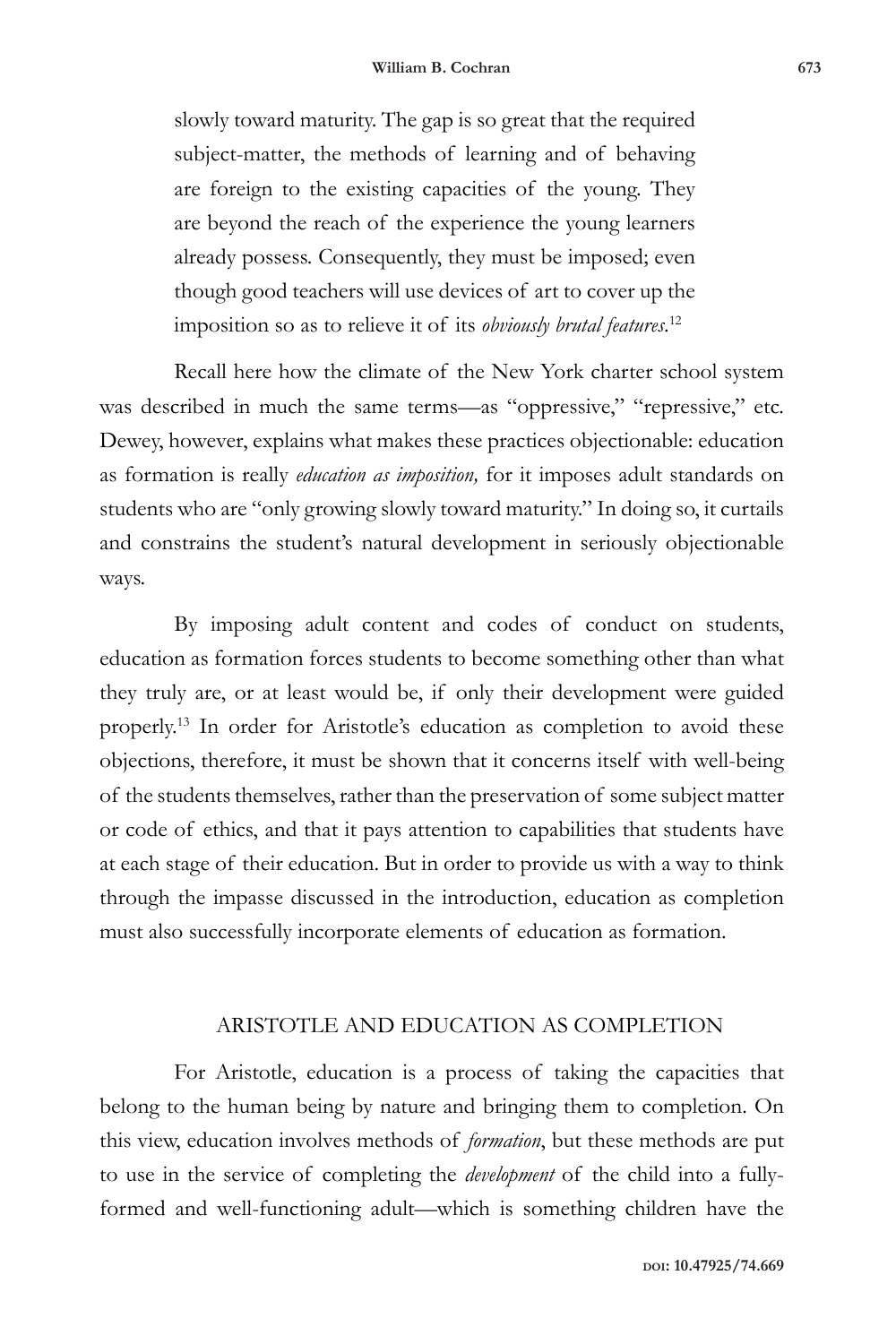> slowly toward maturity. The gap is so great that the required subject-matter, the methods of learning and of behaving are foreign to the existing capacities of the young. They are beyond the reach of the experience the young learners already possess. Consequently, they must be imposed; even though good teachers will use devices of art to cover up the imposition so as to relieve it of its *obviously brutal features*.[12]

Recall here how the climate of the New York charter school system was described in much the same terms—as "oppressive," "repressive," etc. Dewey, however, explains what makes these practices objectionable: education as formation is really *education as imposition,* for it imposes adult standards on students who are "only growing slowly toward maturity." In doing so, it curtails and constrains the student's natural development in seriously objectionable ways.

By imposing adult content and codes of conduct on students, education as formation forces students to become something other than what they truly are, or at least would be, if only their development were guided properly.[13] In order for Aristotle's education as completion to avoid these objections, therefore, it must be shown that it concerns itself with well-being of the students themselves, rather than the preservation of some subject matter or code of ethics, and that it pays attention to capabilities that students have at each stage of their education. But in order to provide us with a way to think through the impasse discussed in the introduction, education as completion must also successfully incorporate elements of education as formation.

## ARISTOTLE AND EDUCATION AS COMPLETION

For Aristotle, education is a process of taking the capacities that belong to the human being by nature and bringing them to completion. On this view, education involves methods of *formation*, but these methods are put to use in the service of completing the *development* of the child into a fully-formed and well-functioning adult—which is something children have the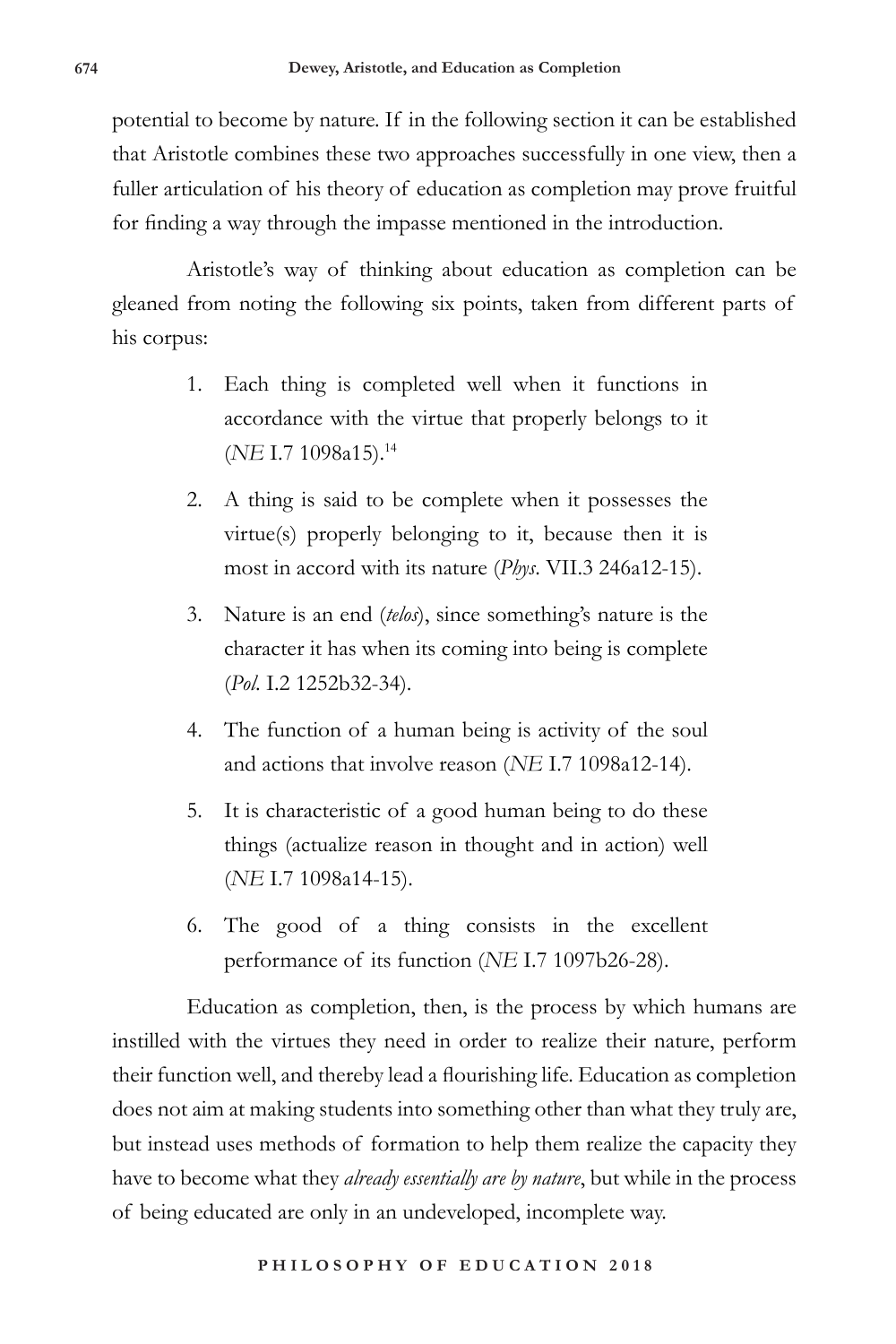potential to become by nature. If in the following section it can be established that Aristotle combines these two approaches successfully in one view, then a fuller articulation of his theory of education as completion may prove fruitful for finding a way through the impasse mentioned in the introduction.

Aristotle's way of thinking about education as completion can be gleaned from noting the following six points, taken from different parts of his corpus:

1. Each thing is completed well when it functions in accordance with the virtue that properly belongs to it (*NE* I.7 1098a15).[14]
2. A thing is said to be complete when it possesses the virtue(s) properly belonging to it, because then it is most in accord with its nature (*Phys.* VII.3 246a12-15).
3. Nature is an end (*telos*), since something's nature is the character it has when its coming into being is complete (*Pol.* I.2 1252b32-34).
4. The function of a human being is activity of the soul and actions that involve reason (*NE* I.7 1098a12-14).
5. It is characteristic of a good human being to do these things (actualize reason in thought and in action) well (*NE* I.7 1098a14-15).
6. The good of a thing consists in the excellent performance of its function (*NE* I.7 1097b26-28).

Education as completion, then, is the process by which humans are instilled with the virtues they need in order to realize their nature, perform their function well, and thereby lead a flourishing life. Education as completion does not aim at making students into something other than what they truly are, but instead uses methods of formation to help them realize the capacity they have to become what they *already essentially are by nature*, but while in the process of being educated are only in an undeveloped, incomplete way.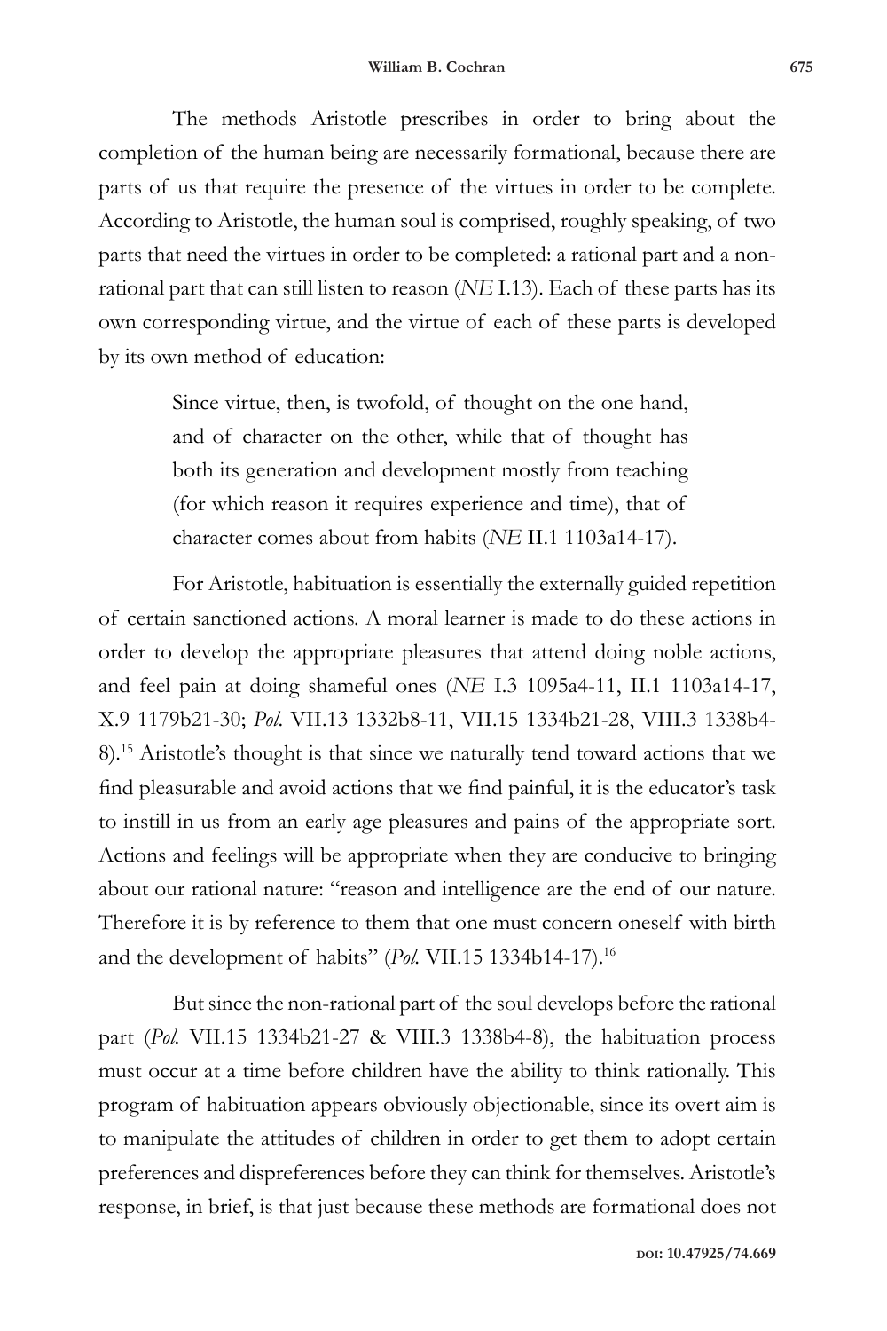The methods Aristotle prescribes in order to bring about the completion of the human being are necessarily formational, because there are parts of us that require the presence of the virtues in order to be complete. According to Aristotle, the human soul is comprised, roughly speaking, of two parts that need the virtues in order to be completed: a rational part and a non-rational part that can still listen to reason (*NE* I.13). Each of these parts has its own corresponding virtue, and the virtue of each of these parts is developed by its own method of education:

> Since virtue, then, is twofold, of thought on the one hand, and of character on the other, while that of thought has both its generation and development mostly from teaching (for which reason it requires experience and time), that of character comes about from habits (*NE* II.1 1103a14-17).

For Aristotle, habituation is essentially the externally guided repetition of certain sanctioned actions. A moral learner is made to do these actions in order to develop the appropriate pleasures that attend doing noble actions, and feel pain at doing shameful ones (*NE* I.3 1095a4-11, II.1 1103a14-17, X.9 1179b21-30; *Pol.* VII.13 1332b8-11, VII.15 1334b21-28, VIII.3 1338b4-8).[15] Aristotle's thought is that since we naturally tend toward actions that we find pleasurable and avoid actions that we find painful, it is the educator's task to instill in us from an early age pleasures and pains of the appropriate sort. Actions and feelings will be appropriate when they are conducive to bringing about our rational nature: "reason and intelligence are the end of our nature. Therefore it is by reference to them that one must concern oneself with birth and the development of habits" (*Pol.* VII.15 1334b14-17).[16]

But since the non-rational part of the soul develops before the rational part (*Pol.* VII.15 1334b21-27 & VIII.3 1338b4-8), the habituation process must occur at a time before children have the ability to think rationally. This program of habituation appears obviously objectionable, since its overt aim is to manipulate the attitudes of children in order to get them to adopt certain preferences and dispreferences before they can think for themselves. Aristotle's response, in brief, is that just because these methods are formational does not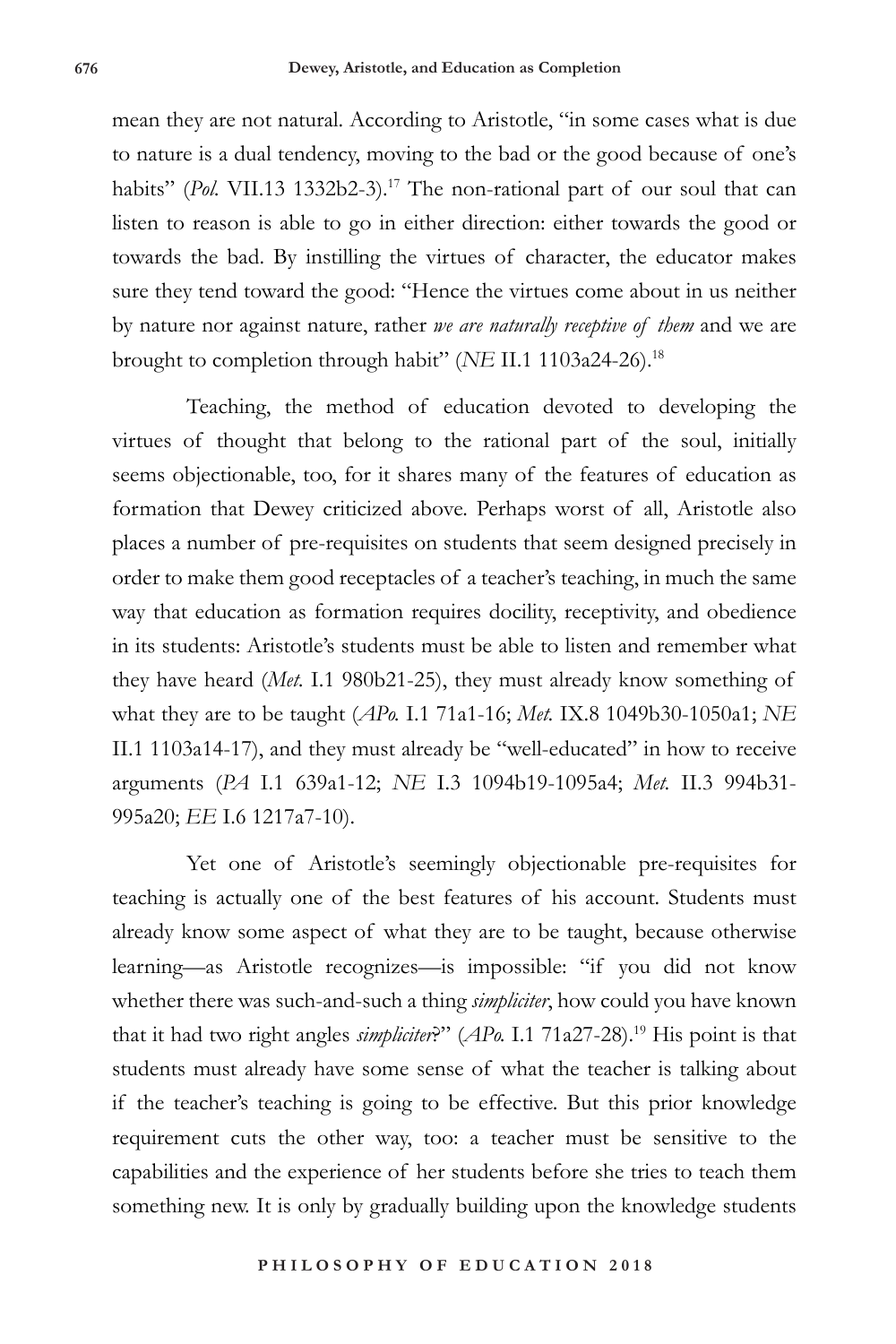mean they are not natural. According to Aristotle, "in some cases what is due to nature is a dual tendency, moving to the bad or the good because of one's habits" (*Pol.* VII.13 1332b2-3).[17] The non-rational part of our soul that can listen to reason is able to go in either direction: either towards the good or towards the bad. By instilling the virtues of character, the educator makes sure they tend toward the good: "Hence the virtues come about in us neither by nature nor against nature, rather *we are naturally receptive of them* and we are brought to completion through habit" (*NE* II.1 1103a24-26).[18]

Teaching, the method of education devoted to developing the virtues of thought that belong to the rational part of the soul, initially seems objectionable, too, for it shares many of the features of education as formation that Dewey criticized above. Perhaps worst of all, Aristotle also places a number of pre-requisites on students that seem designed precisely in order to make them good receptacles of a teacher's teaching, in much the same way that education as formation requires docility, receptivity, and obedience in its students: Aristotle's students must be able to listen and remember what they have heard (*Met.* I.1 980b21-25), they must already know something of what they are to be taught (*APo.* I.1 71a1-16; *Met.* IX.8 1049b30-1050a1; *NE* II.1 1103a14-17), and they must already be "well-educated" in how to receive arguments (*PA* I.1 639a1-12; *NE* I.3 1094b19-1095a4; *Met.* II.3 994b31-995a20; *EE* I.6 1217a7-10).

Yet one of Aristotle's seemingly objectionable pre-requisites for teaching is actually one of the best features of his account. Students must already know some aspect of what they are to be taught, because otherwise learning—as Aristotle recognizes—is impossible: "if you did not know whether there was such-and-such a thing *simpliciter*, how could you have known that it had two right angles *simpliciter*?" (*APo.* I.1 71a27-28).[19] His point is that students must already have some sense of what the teacher is talking about if the teacher's teaching is going to be effective. But this prior knowledge requirement cuts the other way, too: a teacher must be sensitive to the capabilities and the experience of her students before she tries to teach them something new. It is only by gradually building upon the knowledge students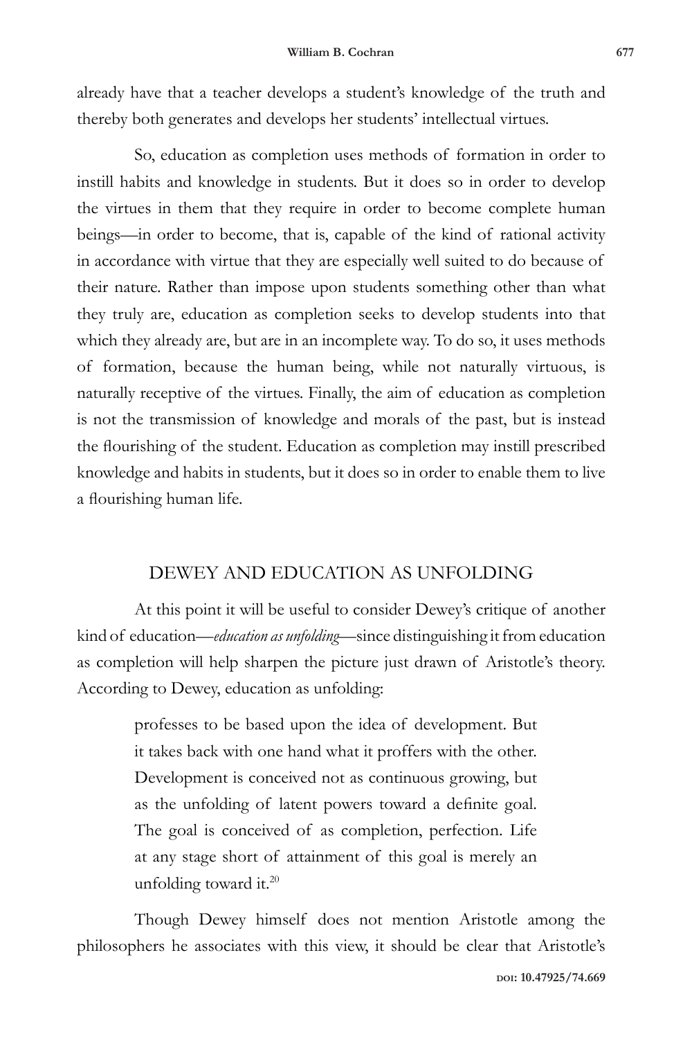already have that a teacher develops a student's knowledge of the truth and thereby both generates and develops her students' intellectual virtues.

So, education as completion uses methods of formation in order to instill habits and knowledge in students. But it does so in order to develop the virtues in them that they require in order to become complete human beings—in order to become, that is, capable of the kind of rational activity in accordance with virtue that they are especially well suited to do because of their nature. Rather than impose upon students something other than what they truly are, education as completion seeks to develop students into that which they already are, but are in an incomplete way. To do so, it uses methods of formation, because the human being, while not naturally virtuous, is naturally receptive of the virtues. Finally, the aim of education as completion is not the transmission of knowledge and morals of the past, but is instead the flourishing of the student. Education as completion may instill prescribed knowledge and habits in students, but it does so in order to enable them to live a flourishing human life.

## DEWEY AND EDUCATION AS UNFOLDING

At this point it will be useful to consider Dewey's critique of another kind of education—*education as unfolding*—since distinguishing it from education as completion will help sharpen the picture just drawn of Aristotle's theory. According to Dewey, education as unfolding:

> professes to be based upon the idea of development. But it takes back with one hand what it proffers with the other. Development is conceived not as continuous growing, but as the unfolding of latent powers toward a definite goal. The goal is conceived of as completion, perfection. Life at any stage short of attainment of this goal is merely an unfolding toward it.[20]

Though Dewey himself does not mention Aristotle among the philosophers he associates with this view, it should be clear that Aristotle's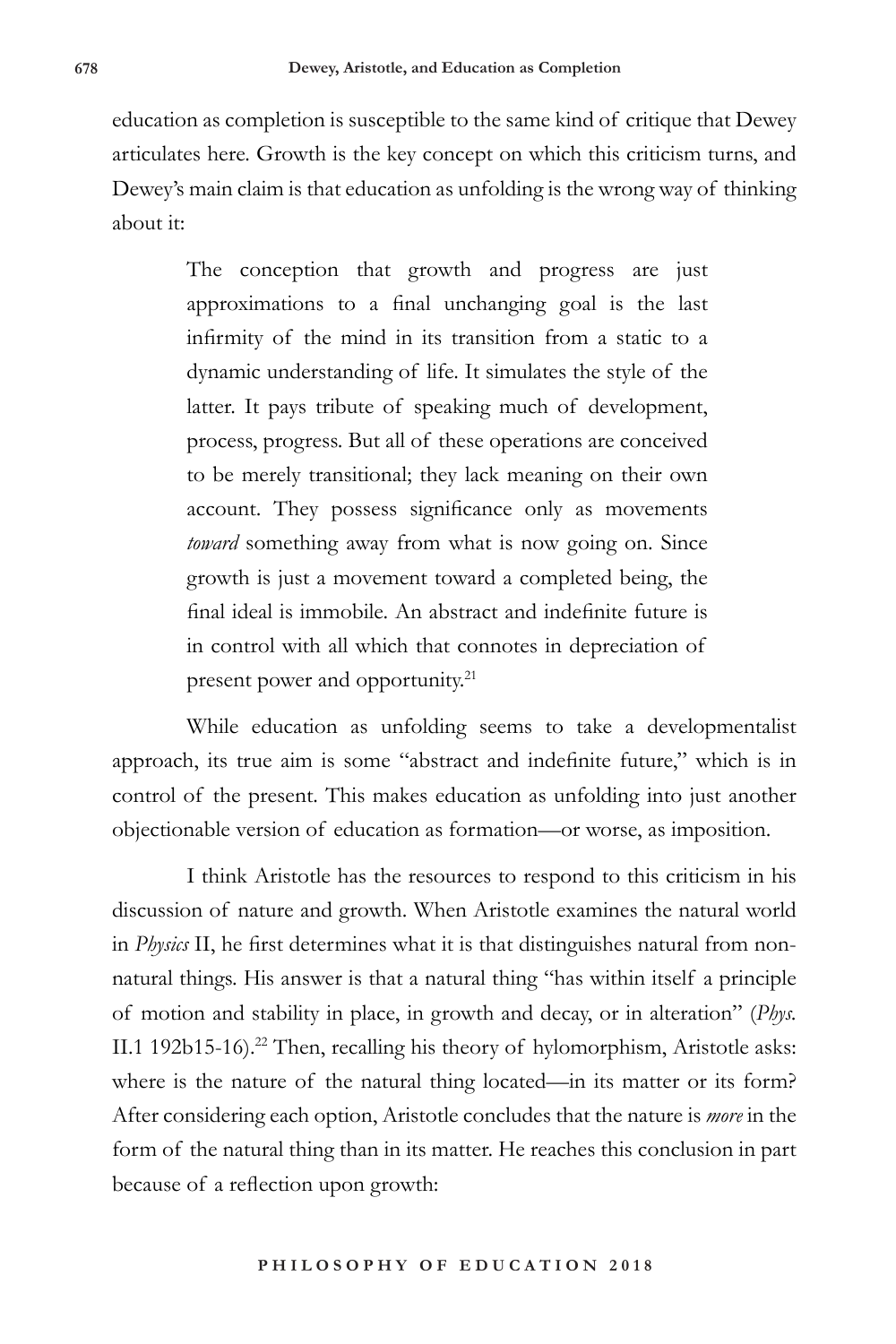education as completion is susceptible to the same kind of critique that Dewey articulates here. Growth is the key concept on which this criticism turns, and Dewey's main claim is that education as unfolding is the wrong way of thinking about it:

> The conception that growth and progress are just approximations to a final unchanging goal is the last infirmity of the mind in its transition from a static to a dynamic understanding of life. It simulates the style of the latter. It pays tribute of speaking much of development, process, progress. But all of these operations are conceived to be merely transitional; they lack meaning on their own account. They possess significance only as movements *toward* something away from what is now going on. Since growth is just a movement toward a completed being, the final ideal is immobile. An abstract and indefinite future is in control with all which that connotes in depreciation of present power and opportunity.[21]

While education as unfolding seems to take a developmentalist approach, its true aim is some "abstract and indefinite future," which is in control of the present. This makes education as unfolding into just another objectionable version of education as formation—or worse, as imposition.

I think Aristotle has the resources to respond to this criticism in his discussion of nature and growth. When Aristotle examines the natural world in *Physics* II, he first determines what it is that distinguishes natural from non-natural things. His answer is that a natural thing "has within itself a principle of motion and stability in place, in growth and decay, or in alteration" (*Phys.* II.1 192b15-16).[22] Then, recalling his theory of hylomorphism, Aristotle asks: where is the nature of the natural thing located—in its matter or its form? After considering each option, Aristotle concludes that the nature is *more* in the form of the natural thing than in its matter. He reaches this conclusion in part because of a reflection upon growth: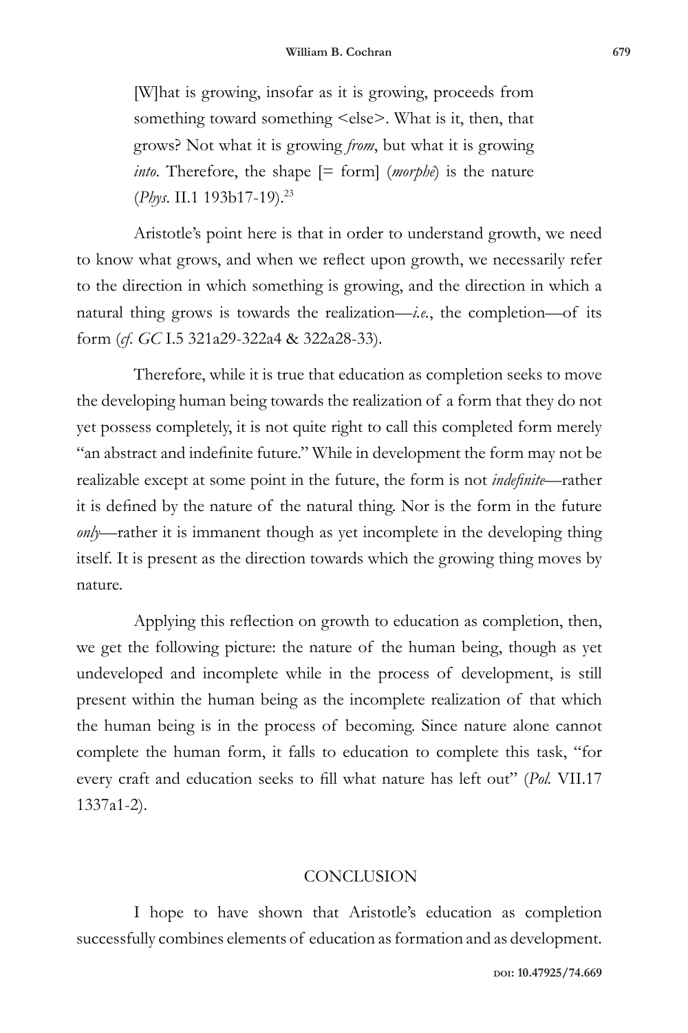> [W]hat is growing, insofar as it is growing, proceeds from something toward something <else>. What is it, then, that grows? Not what it is growing *from*, but what it is growing *into*. Therefore, the shape [= form] (*morphê*) is the nature (*Phys.* II.1 193b17-19).[23]

Aristotle's point here is that in order to understand growth, we need to know what grows, and when we reflect upon growth, we necessarily refer to the direction in which something is growing, and the direction in which a natural thing grows is towards the realization—*i.e.*, the completion—of its form (*cf. GC* I.5 321a29-322a4 & 322a28-33).

Therefore, while it is true that education as completion seeks to move the developing human being towards the realization of a form that they do not yet possess completely, it is not quite right to call this completed form merely "an abstract and indefinite future." While in development the form may not be realizable except at some point in the future, the form is not *indefinite*—rather it is defined by the nature of the natural thing. Nor is the form in the future *only*—rather it is immanent though as yet incomplete in the developing thing itself. It is present as the direction towards which the growing thing moves by nature.

Applying this reflection on growth to education as completion, then, we get the following picture: the nature of the human being, though as yet undeveloped and incomplete while in the process of development, is still present within the human being as the incomplete realization of that which the human being is in the process of becoming. Since nature alone cannot complete the human form, it falls to education to complete this task, "for every craft and education seeks to fill what nature has left out" (*Pol.* VII.17 1337a1-2).

## CONCLUSION

I hope to have shown that Aristotle's education as completion successfully combines elements of education as formation and as development.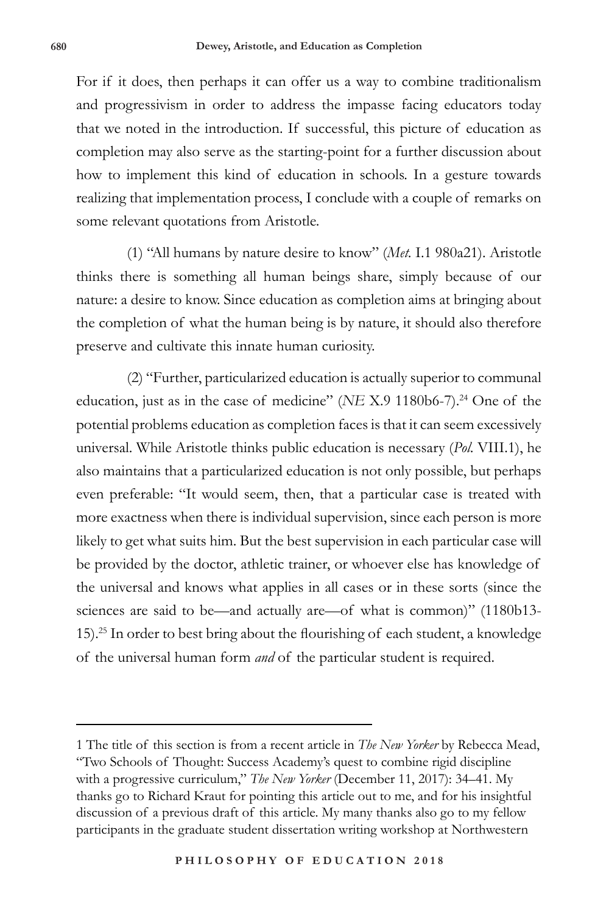For if it does, then perhaps it can offer us a way to combine traditionalism and progressivism in order to address the impasse facing educators today that we noted in the introduction. If successful, this picture of education as completion may also serve as the starting-point for a further discussion about how to implement this kind of education in schools. In a gesture towards realizing that implementation process, I conclude with a couple of remarks on some relevant quotations from Aristotle.

(1) "All humans by nature desire to know" (*Met.* I.1 980a21). Aristotle thinks there is something all human beings share, simply because of our nature: a desire to know. Since education as completion aims at bringing about the completion of what the human being is by nature, it should also therefore preserve and cultivate this innate human curiosity.

(2) "Further, particularized education is actually superior to communal education, just as in the case of medicine" (*NE* X.9 1180b6-7).[24] One of the potential problems education as completion faces is that it can seem excessively universal. While Aristotle thinks public education is necessary (*Pol.* VIII.1), he also maintains that a particularized education is not only possible, but perhaps even preferable: "It would seem, then, that a particular case is treated with more exactness when there is individual supervision, since each person is more likely to get what suits him. But the best supervision in each particular case will be provided by the doctor, athletic trainer, or whoever else has knowledge of the universal and knows what applies in all cases or in these sorts (since the sciences are said to be—and actually are—of what is common)" (1180b13-15).[25] In order to best bring about the flourishing of each student, a knowledge of the universal human form *and* of the particular student is required.

---

1 The title of this section is from a recent article in *The New Yorker* by Rebecca Mead, "Two Schools of Thought: Success Academy's quest to combine rigid discipline with a progressive curriculum," *The New Yorker* (December 11, 2017): 34–41. My thanks go to Richard Kraut for pointing this article out to me, and for his insightful discussion of a previous draft of this article. My many thanks also go to my fellow participants in the graduate student dissertation writing workshop at Northwestern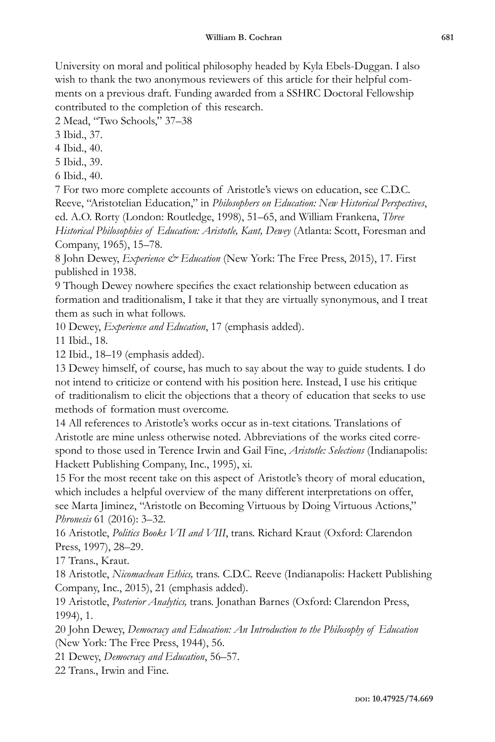University on moral and political philosophy headed by Kyla Ebels-Duggan. I also wish to thank the two anonymous reviewers of this article for their helpful comments on a previous draft. Funding awarded from a SSHRC Doctoral Fellowship contributed to the completion of this research.

2 Mead, "Two Schools," 37–38

3 Ibid., 37.

4 Ibid., 40.

5 Ibid., 39.

6 Ibid., 40.

7 For two more complete accounts of Aristotle's views on education, see C.D.C. Reeve, "Aristotelian Education," in *Philosophers on Education: New Historical Perspectives*, ed. A.O. Rorty (London: Routledge, 1998), 51–65, and William Frankena, *Three Historical Philosophies of Education: Aristotle, Kant, Dewey* (Atlanta: Scott, Foresman and Company, 1965), 15–78.

8 John Dewey, *Experience & Education* (New York: The Free Press, 2015), 17. First published in 1938.

9 Though Dewey nowhere specifies the exact relationship between education as formation and traditionalism, I take it that they are virtually synonymous, and I treat them as such in what follows.

10 Dewey, *Experience and Education*, 17 (emphasis added).

11 Ibid., 18.

12 Ibid., 18–19 (emphasis added).

13 Dewey himself, of course, has much to say about the way to guide students. I do not intend to criticize or contend with his position here. Instead, I use his critique of traditionalism to elicit the objections that a theory of education that seeks to use methods of formation must overcome.

14 All references to Aristotle's works occur as in-text citations. Translations of Aristotle are mine unless otherwise noted. Abbreviations of the works cited correspond to those used in Terence Irwin and Gail Fine, *Aristotle: Selections* (Indianapolis: Hackett Publishing Company, Inc., 1995), xi.

15 For the most recent take on this aspect of Aristotle's theory of moral education, which includes a helpful overview of the many different interpretations on offer, see Marta Jiminez, "Aristotle on Becoming Virtuous by Doing Virtuous Actions," *Phronesis* 61 (2016): 3–32.

16 Aristotle, *Politics Books VII and VIII*, trans. Richard Kraut (Oxford: Clarendon Press, 1997), 28–29.

17 Trans., Kraut.

18 Aristotle, *Nicomachean Ethics,* trans. C.D.C. Reeve (Indianapolis: Hackett Publishing Company, Inc., 2015), 21 (emphasis added).

19 Aristotle, *Posterior Analytics,* trans. Jonathan Barnes (Oxford: Clarendon Press, 1994), 1.

20 John Dewey, *Democracy and Education: An Introduction to the Philosophy of Education* (New York: The Free Press, 1944), 56.

21 Dewey, *Democracy and Education*, 56–57.

22 Trans., Irwin and Fine.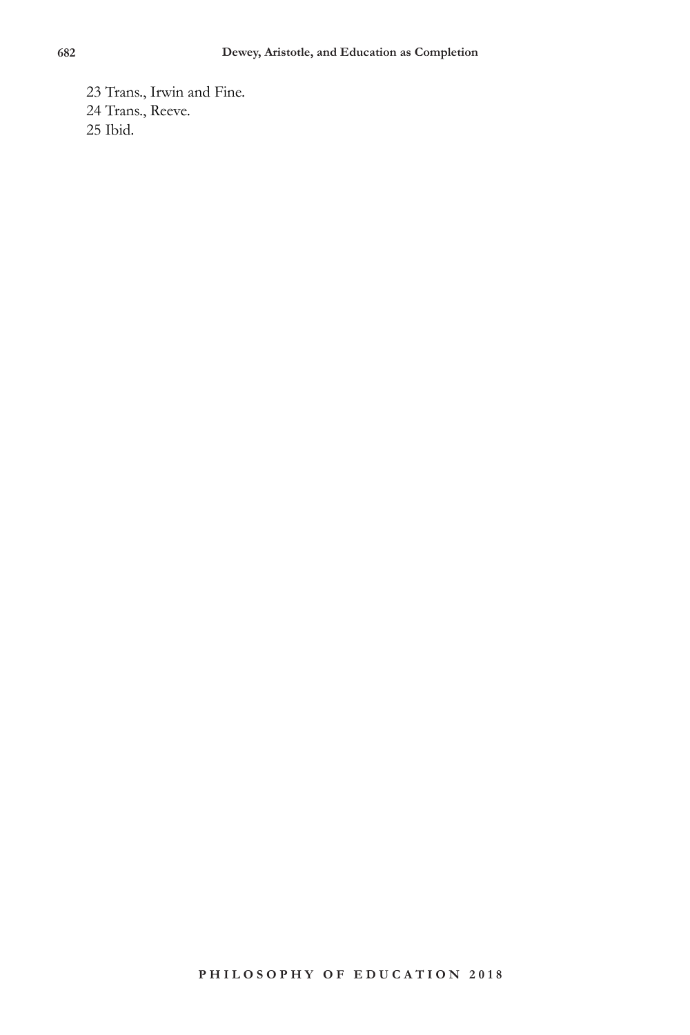23 Trans., Irwin and Fine.
24 Trans., Reeve.
25 Ibid.